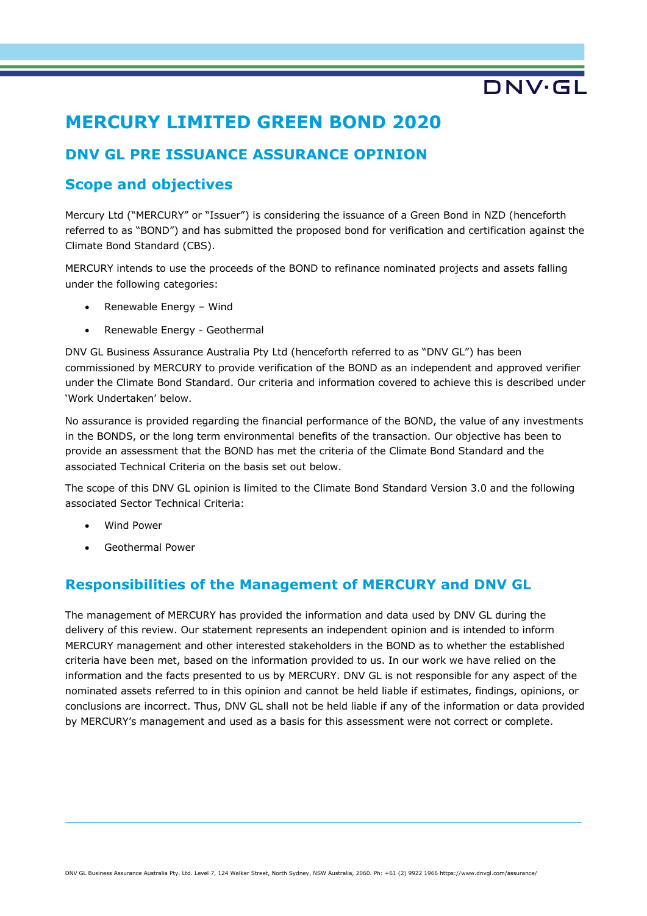# MERCURY LIMITED GREEN BOND 2020

## DNV GL PRE ISSUANCE ASSURANCE OPINION

## Scope and objectives

Mercury Ltd ("MERCURY" or "Issuer") is considering the issuance of a Green Bond in NZD (henceforth referred to as "BOND") and has submitted the proposed bond for verification and certification against the Climate Bond Standard (CBS).

MERCURY intends to use the proceeds of the BOND to refinance nominated projects and assets falling under the following categories:

- Renewable Energy – Wind
- Renewable Energy - Geothermal

DNV GL Business Assurance Australia Pty Ltd (henceforth referred to as "DNV GL") has been commissioned by MERCURY to provide verification of the BOND as an independent and approved verifier under the Climate Bond Standard. Our criteria and information covered to achieve this is described under 'Work Undertaken' below.

No assurance is provided regarding the financial performance of the BOND, the value of any investments in the BONDS, or the long term environmental benefits of the transaction. Our objective has been to provide an assessment that the BOND has met the criteria of the Climate Bond Standard and the associated Technical Criteria on the basis set out below.

The scope of this DNV GL opinion is limited to the Climate Bond Standard Version 3.0 and the following associated Sector Technical Criteria:

- Wind Power
- Geothermal Power

## Responsibilities of the Management of MERCURY and DNV GL

The management of MERCURY has provided the information and data used by DNV GL during the delivery of this review. Our statement represents an independent opinion and is intended to inform MERCURY management and other interested stakeholders in the BOND as to whether the established criteria have been met, based on the information provided to us. In our work we have relied on the information and the facts presented to us by MERCURY. DNV GL is not responsible for any aspect of the nominated assets referred to in this opinion and cannot be held liable if estimates, findings, opinions, or conclusions are incorrect. Thus, DNV GL shall not be held liable if any of the information or data provided by MERCURY's management and used as a basis for this assessment were not correct or complete.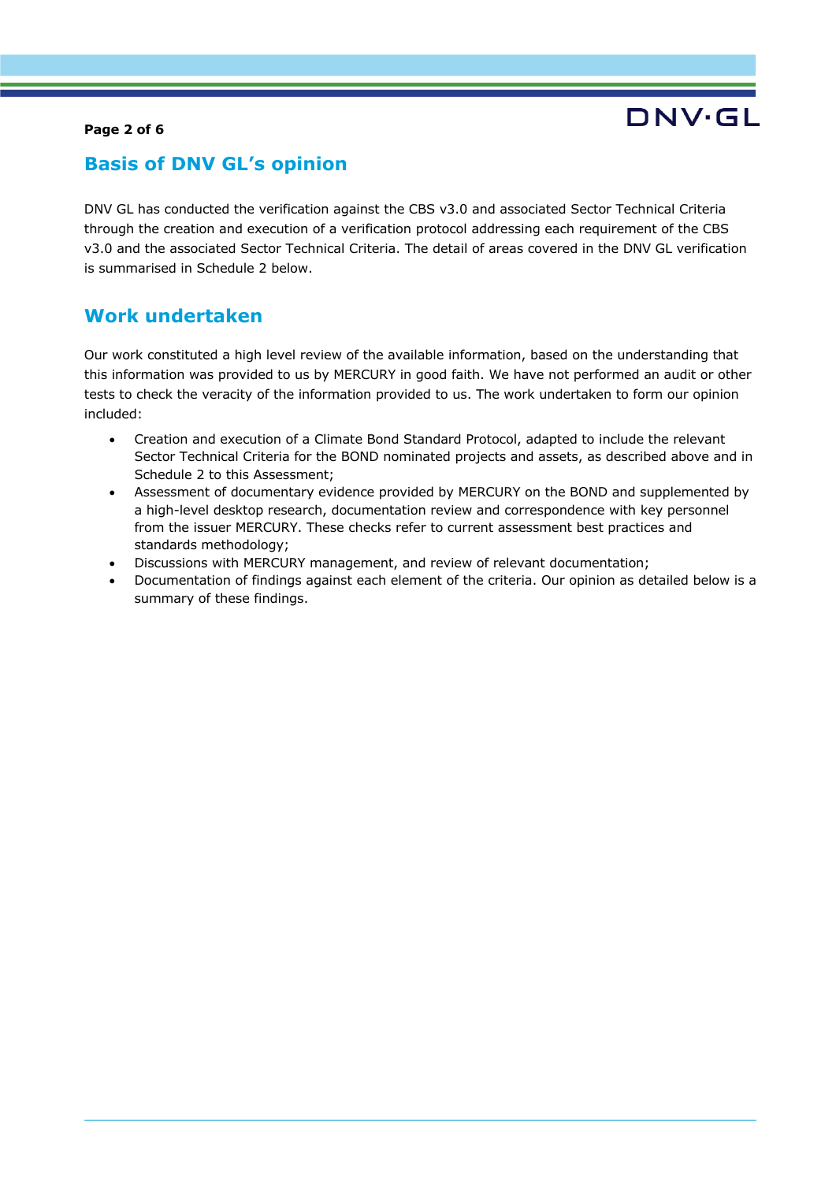## Basis of DNV GL's opinion

DNV GL has conducted the verification against the CBS v3.0 and associated Sector Technical Criteria through the creation and execution of a verification protocol addressing each requirement of the CBS v3.0 and the associated Sector Technical Criteria. The detail of areas covered in the DNV GL verification is summarised in Schedule 2 below.

## Work undertaken

Our work constituted a high level review of the available information, based on the understanding that this information was provided to us by MERCURY in good faith. We have not performed an audit or other tests to check the veracity of the information provided to us. The work undertaken to form our opinion included:

- Creation and execution of a Climate Bond Standard Protocol, adapted to include the relevant Sector Technical Criteria for the BOND nominated projects and assets, as described above and in Schedule 2 to this Assessment;
- Assessment of documentary evidence provided by MERCURY on the BOND and supplemented by a high-level desktop research, documentation review and correspondence with key personnel from the issuer MERCURY. These checks refer to current assessment best practices and standards methodology;
- Discussions with MERCURY management, and review of relevant documentation;
- Documentation of findings against each element of the criteria. Our opinion as detailed below is a summary of these findings.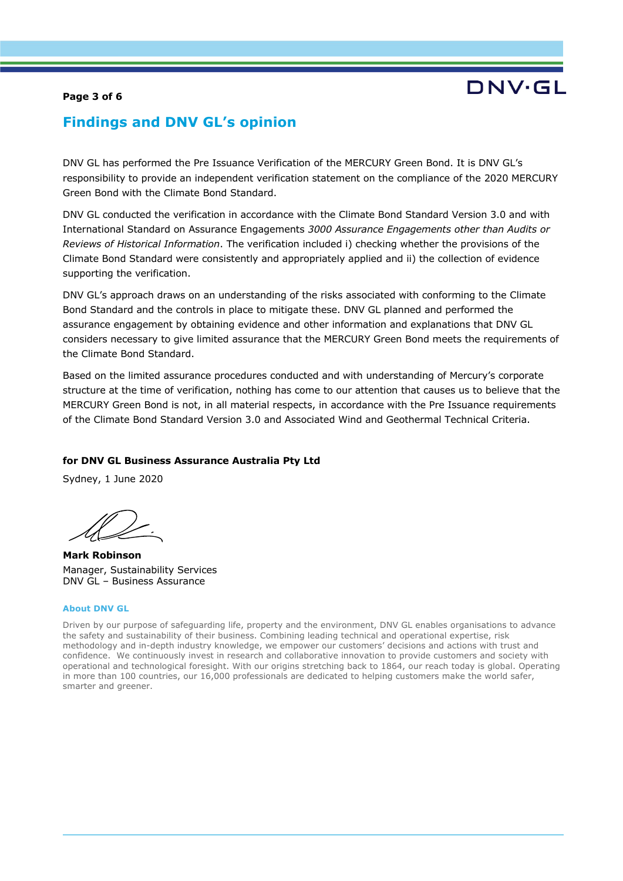## Findings and DNV GL's opinion

DNV GL has performed the Pre Issuance Verification of the MERCURY Green Bond. It is DNV GL's responsibility to provide an independent verification statement on the compliance of the 2020 MERCURY Green Bond with the Climate Bond Standard.

DNV GL conducted the verification in accordance with the Climate Bond Standard Version 3.0 and with International Standard on Assurance Engagements *3000 Assurance Engagements other than Audits or Reviews of Historical Information*. The verification included i) checking whether the provisions of the Climate Bond Standard were consistently and appropriately applied and ii) the collection of evidence supporting the verification.

DNV GL's approach draws on an understanding of the risks associated with conforming to the Climate Bond Standard and the controls in place to mitigate these. DNV GL planned and performed the assurance engagement by obtaining evidence and other information and explanations that DNV GL considers necessary to give limited assurance that the MERCURY Green Bond meets the requirements of the Climate Bond Standard.

Based on the limited assurance procedures conducted and with understanding of Mercury's corporate structure at the time of verification, nothing has come to our attention that causes us to believe that the MERCURY Green Bond is not, in all material respects, in accordance with the Pre Issuance requirements of the Climate Bond Standard Version 3.0 and Associated Wind and Geothermal Technical Criteria.

**for DNV GL Business Assurance Australia Pty Ltd**

Sydney, 1 June 2020

**Mark Robinson**
Manager, Sustainability Services
DNV GL – Business Assurance

**About DNV GL**

Driven by our purpose of safeguarding life, property and the environment, DNV GL enables organisations to advance the safety and sustainability of their business. Combining leading technical and operational expertise, risk methodology and in-depth industry knowledge, we empower our customers' decisions and actions with trust and confidence. We continuously invest in research and collaborative innovation to provide customers and society with operational and technological foresight. With our origins stretching back to 1864, our reach today is global. Operating in more than 100 countries, our 16,000 professionals are dedicated to helping customers make the world safer, smarter and greener.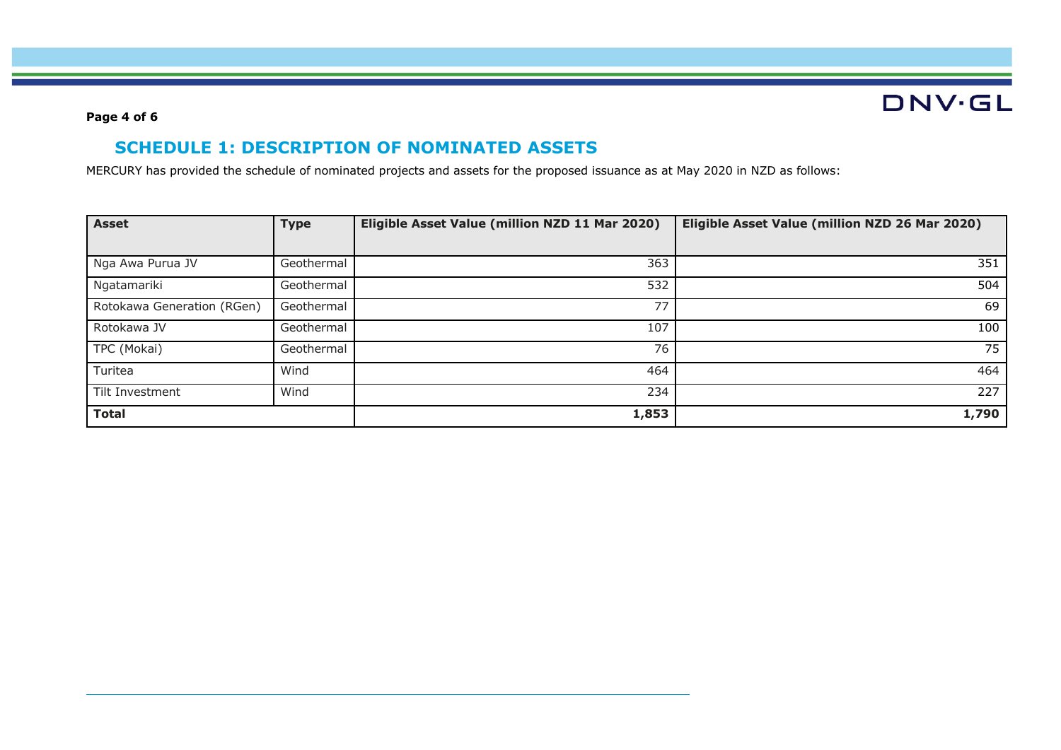## SCHEDULE 1: DESCRIPTION OF NOMINATED ASSETS

MERCURY has provided the schedule of nominated projects and assets for the proposed issuance as at May 2020 in NZD as follows:

| Asset | Type | Eligible Asset Value (million NZD 11 Mar 2020) | Eligible Asset Value (million NZD 26 Mar 2020) |
|---|---|---|---|
| Nga Awa Purua JV | Geothermal | 363 | 351 |
| Ngatamariki | Geothermal | 532 | 504 |
| Rotokawa Generation (RGen) | Geothermal | 77 | 69 |
| Rotokawa JV | Geothermal | 107 | 100 |
| TPC (Mokai) | Geothermal | 76 | 75 |
| Turitea | Wind | 464 | 464 |
| Tilt Investment | Wind | 234 | 227 |
| **Total** | | **1,853** | **1,790** |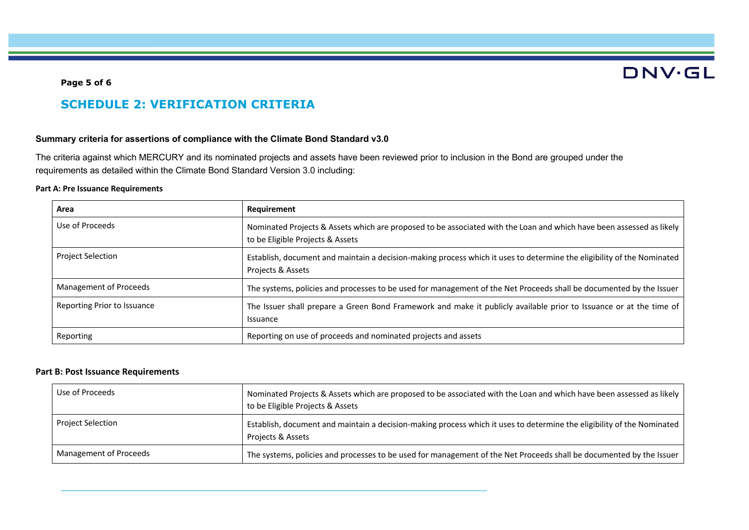# SCHEDULE 2: VERIFICATION CRITERIA

### Summary criteria for assertions of compliance with the Climate Bond Standard v3.0

The criteria against which MERCURY and its nominated projects and assets have been reviewed prior to inclusion in the Bond are grouped under the requirements as detailed within the Climate Bond Standard Version 3.0 including:

**Part A: Pre Issuance Requirements**

| Area | Requirement |
|---|---|
| Use of Proceeds | Nominated Projects & Assets which are proposed to be associated with the Loan and which have been assessed as likely to be Eligible Projects & Assets |
| Project Selection | Establish, document and maintain a decision-making process which it uses to determine the eligibility of the Nominated Projects & Assets |
| Management of Proceeds | The systems, policies and processes to be used for management of the Net Proceeds shall be documented by the Issuer |
| Reporting Prior to Issuance | The Issuer shall prepare a Green Bond Framework and make it publicly available prior to Issuance or at the time of Issuance |
| Reporting | Reporting on use of proceeds and nominated projects and assets |

**Part B: Post Issuance Requirements**

| | |
|---|---|
| Use of Proceeds | Nominated Projects & Assets which are proposed to be associated with the Loan and which have been assessed as likely to be Eligible Projects & Assets |
| Project Selection | Establish, document and maintain a decision-making process which it uses to determine the eligibility of the Nominated Projects & Assets |
| Management of Proceeds | The systems, policies and processes to be used for management of the Net Proceeds shall be documented by the Issuer |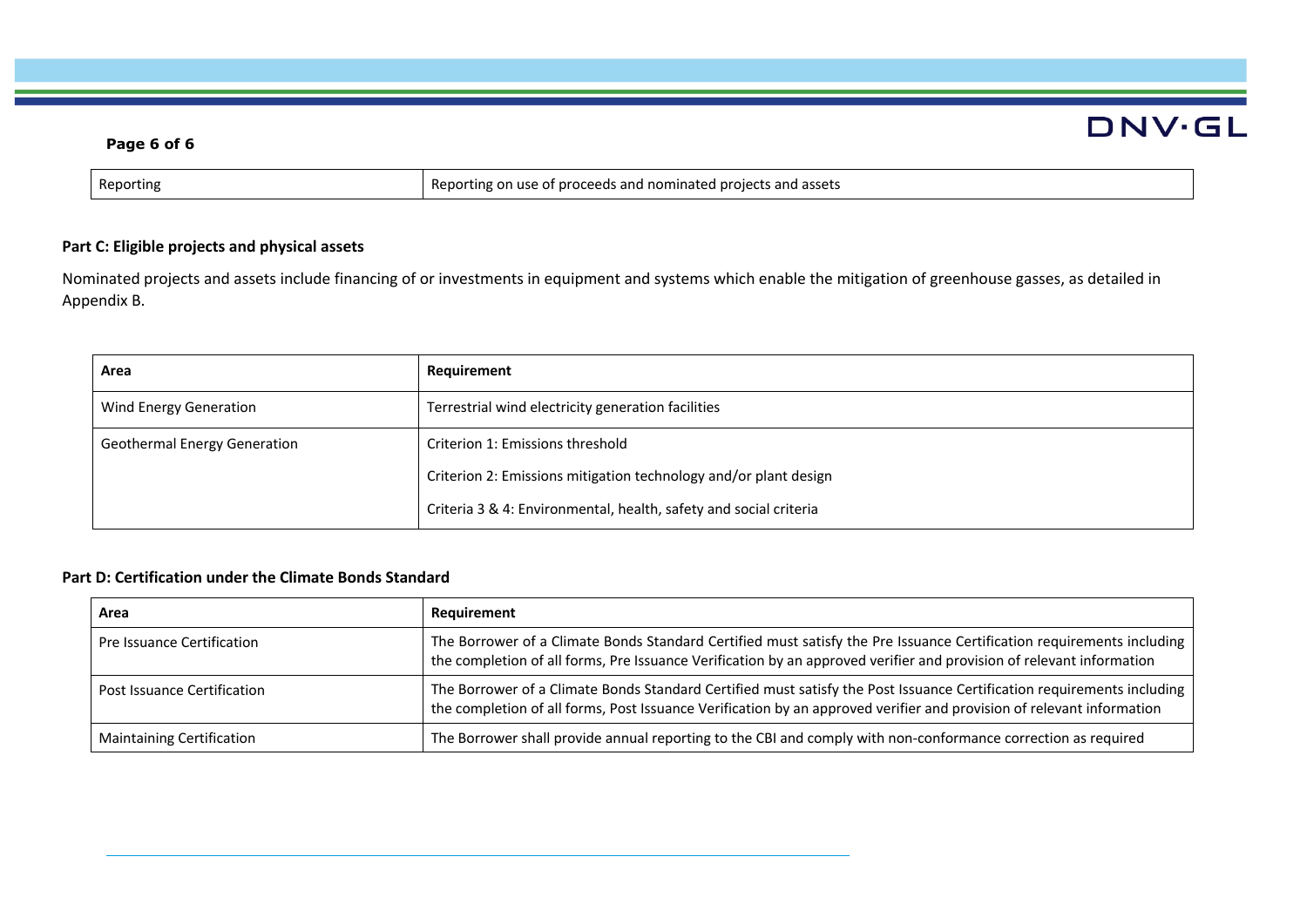| | |
|---|---|
| Reporting | Reporting on use of proceeds and nominated projects and assets |

**Part C: Eligible projects and physical assets**

Nominated projects and assets include financing of or investments in equipment and systems which enable the mitigation of greenhouse gasses, as detailed in Appendix B.

| Area | Requirement |
|---|---|
| Wind Energy Generation | Terrestrial wind electricity generation facilities |
| Geothermal Energy Generation | Criterion 1: Emissions threshold<br>Criterion 2: Emissions mitigation technology and/or plant design<br>Criteria 3 & 4: Environmental, health, safety and social criteria |

**Part D: Certification under the Climate Bonds Standard**

| Area | Requirement |
|---|---|
| Pre Issuance Certification | The Borrower of a Climate Bonds Standard Certified must satisfy the Pre Issuance Certification requirements including the completion of all forms, Pre Issuance Verification by an approved verifier and provision of relevant information |
| Post Issuance Certification | The Borrower of a Climate Bonds Standard Certified must satisfy the Post Issuance Certification requirements including the completion of all forms, Post Issuance Verification by an approved verifier and provision of relevant information |
| Maintaining Certification | The Borrower shall provide annual reporting to the CBI and comply with non-conformance correction as required |